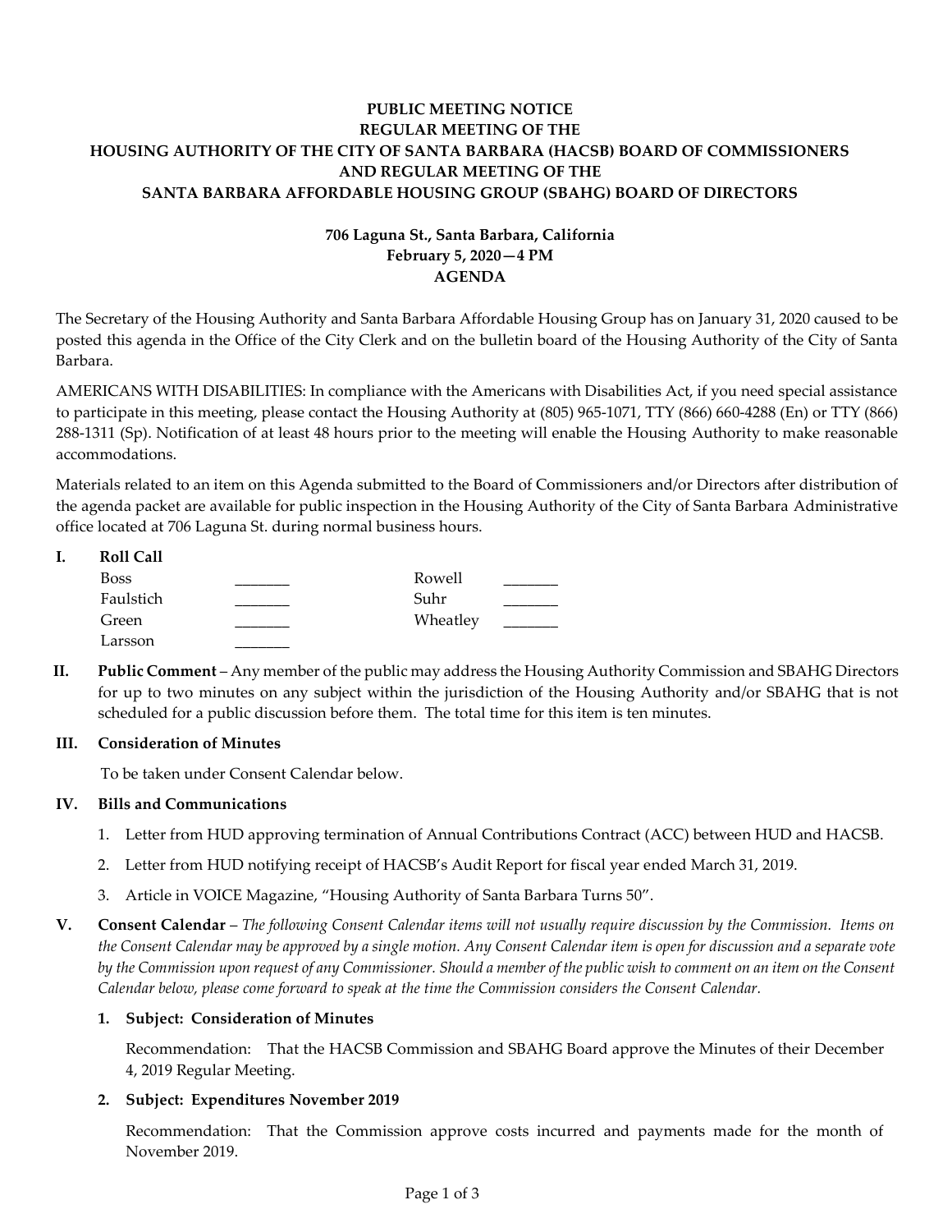**PUBLIC MEETING NOTICE**
**REGULAR MEETING OF THE**
**HOUSING AUTHORITY OF THE CITY OF SANTA BARBARA (HACSB) BOARD OF COMMISSIONERS**
**AND REGULAR MEETING OF THE**
**SANTA BARBARA AFFORDABLE HOUSING GROUP (SBAHG) BOARD OF DIRECTORS**

**706 Laguna St., Santa Barbara, California**
**February 5, 2020—4 PM**
**AGENDA**

The Secretary of the Housing Authority and Santa Barbara Affordable Housing Group has on January 31, 2020 caused to be posted this agenda in the Office of the City Clerk and on the bulletin board of the Housing Authority of the City of Santa Barbara.

AMERICANS WITH DISABILITIES: In compliance with the Americans with Disabilities Act, if you need special assistance to participate in this meeting, please contact the Housing Authority at (805) 965-1071, TTY (866) 660-4288 (En) or TTY (866) 288-1311 (Sp). Notification of at least 48 hours prior to the meeting will enable the Housing Authority to make reasonable accommodations.

Materials related to an item on this Agenda submitted to the Board of Commissioners and/or Directors after distribution of the agenda packet are available for public inspection in the Housing Authority of the City of Santa Barbara Administrative office located at 706 Laguna St. during normal business hours.

**I. Roll Call**

| | | | |
|---|---|---|---|
| Boss | _______ | Rowell | _______ |
| Faulstich | _______ | Suhr | _______ |
| Green | _______ | Wheatley | _______ |
| Larsson | _______ | | |

**II. Public Comment** – Any member of the public may address the Housing Authority Commission and SBAHG Directors for up to two minutes on any subject within the jurisdiction of the Housing Authority and/or SBAHG that is not scheduled for a public discussion before them. The total time for this item is ten minutes.

**III. Consideration of Minutes**

To be taken under Consent Calendar below.

**IV. Bills and Communications**

1. Letter from HUD approving termination of Annual Contributions Contract (ACC) between HUD and HACSB.
2. Letter from HUD notifying receipt of HACSB's Audit Report for fiscal year ended March 31, 2019.
3. Article in VOICE Magazine, "Housing Authority of Santa Barbara Turns 50".

**V. Consent Calendar** – *The following Consent Calendar items will not usually require discussion by the Commission. Items on the Consent Calendar may be approved by a single motion. Any Consent Calendar item is open for discussion and a separate vote by the Commission upon request of any Commissioner. Should a member of the public wish to comment on an item on the Consent Calendar below, please come forward to speak at the time the Commission considers the Consent Calendar.*

**1. Subject: Consideration of Minutes**

Recommendation: That the HACSB Commission and SBAHG Board approve the Minutes of their December 4, 2019 Regular Meeting.

**2. Subject: Expenditures November 2019**

Recommendation: That the Commission approve costs incurred and payments made for the month of November 2019.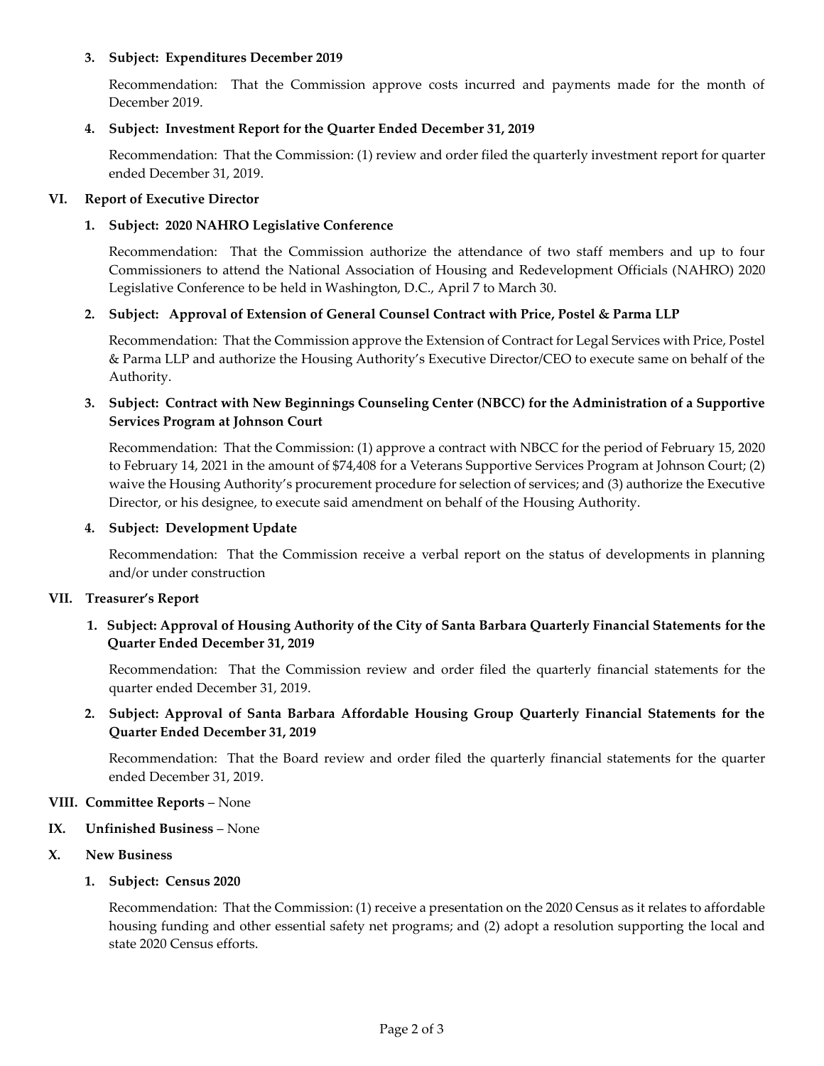3. **Subject: Expenditures December 2019**

   Recommendation: That the Commission approve costs incurred and payments made for the month of December 2019.

4. **Subject: Investment Report for the Quarter Ended December 31, 2019**

   Recommendation: That the Commission: (1) review and order filed the quarterly investment report for quarter ended December 31, 2019.

## VI. Report of Executive Director

1. **Subject: 2020 NAHRO Legislative Conference**

   Recommendation: That the Commission authorize the attendance of two staff members and up to four Commissioners to attend the National Association of Housing and Redevelopment Officials (NAHRO) 2020 Legislative Conference to be held in Washington, D.C., April 7 to March 30.

2. **Subject: Approval of Extension of General Counsel Contract with Price, Postel & Parma LLP**

   Recommendation: That the Commission approve the Extension of Contract for Legal Services with Price, Postel & Parma LLP and authorize the Housing Authority's Executive Director/CEO to execute same on behalf of the Authority.

3. **Subject: Contract with New Beginnings Counseling Center (NBCC) for the Administration of a Supportive Services Program at Johnson Court**

   Recommendation: That the Commission: (1) approve a contract with NBCC for the period of February 15, 2020 to February 14, 2021 in the amount of $74,408 for a Veterans Supportive Services Program at Johnson Court; (2) waive the Housing Authority's procurement procedure for selection of services; and (3) authorize the Executive Director, or his designee, to execute said amendment on behalf of the Housing Authority.

4. **Subject: Development Update**

   Recommendation: That the Commission receive a verbal report on the status of developments in planning and/or under construction

## VII. Treasurer's Report

1. **Subject: Approval of Housing Authority of the City of Santa Barbara Quarterly Financial Statements for the Quarter Ended December 31, 2019**

   Recommendation: That the Commission review and order filed the quarterly financial statements for the quarter ended December 31, 2019.

2. **Subject: Approval of Santa Barbara Affordable Housing Group Quarterly Financial Statements for the Quarter Ended December 31, 2019**

   Recommendation: That the Board review and order filed the quarterly financial statements for the quarter ended December 31, 2019.

## VIII. Committee Reports – None

## IX. Unfinished Business – None

## X. New Business

1. **Subject: Census 2020**

   Recommendation: That the Commission: (1) receive a presentation on the 2020 Census as it relates to affordable housing funding and other essential safety net programs; and (2) adopt a resolution supporting the local and state 2020 Census efforts.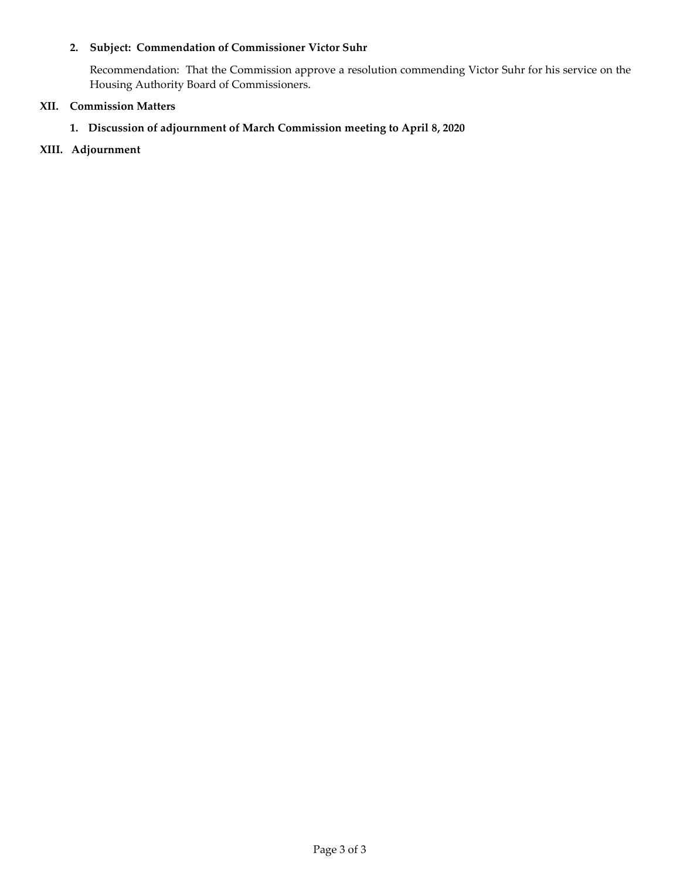**2. Subject: Commendation of Commissioner Victor Suhr**

Recommendation: That the Commission approve a resolution commending Victor Suhr for his service on the Housing Authority Board of Commissioners.

## XII. Commission Matters

**1. Discussion of adjournment of March Commission meeting to April 8, 2020**

## XIII. Adjournment